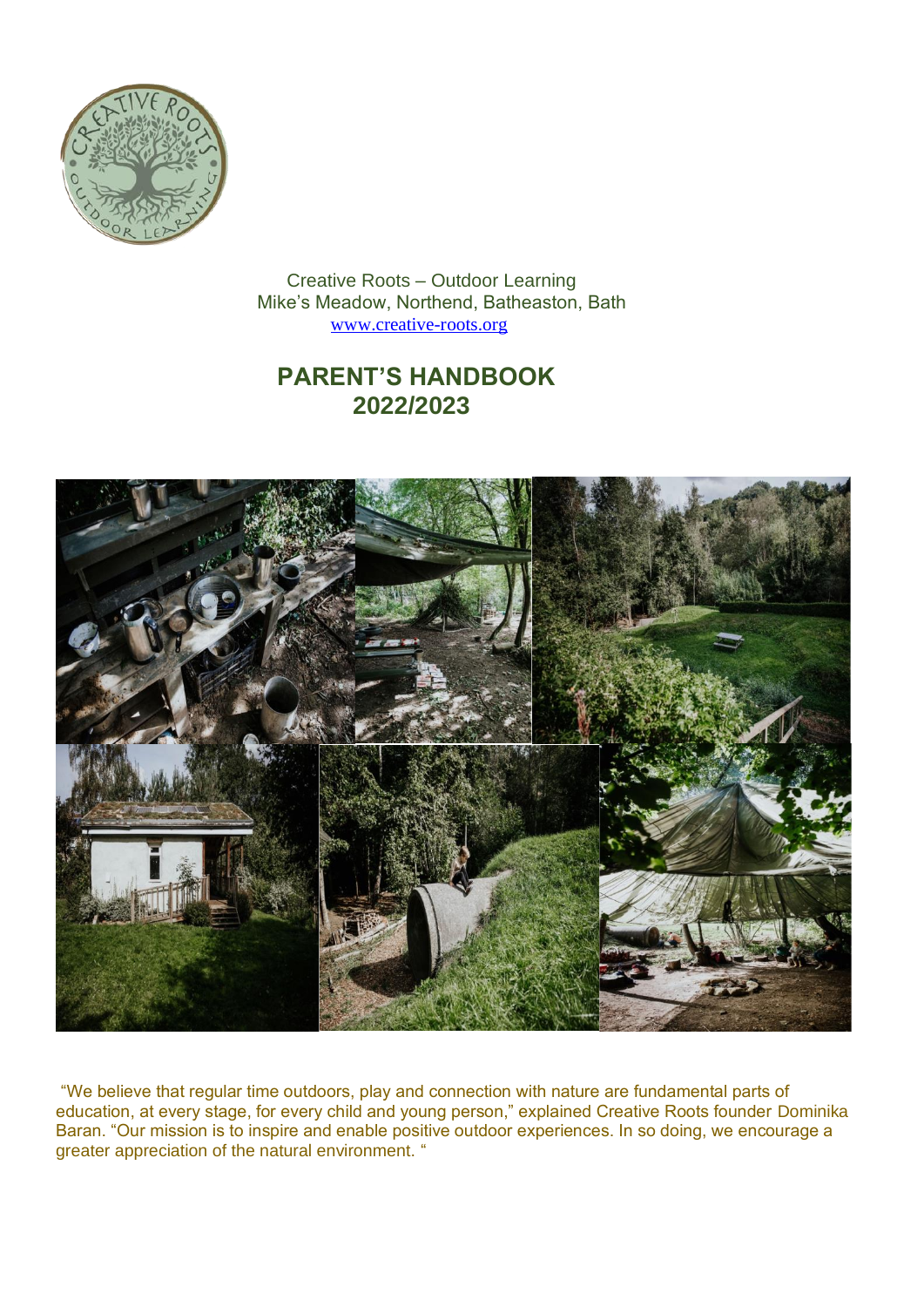Creative Roots – Outdoor Learning
Mike's Meadow, Northend, Batheaston, Bath
www.creative-roots.org

# PARENT'S HANDBOOK
# 2022/2023

"We believe that regular time outdoors, play and connection with nature are fundamental parts of education, at every stage, for every child and young person," explained Creative Roots founder Dominika Baran. "Our mission is to inspire and enable positive outdoor experiences. In so doing, we encourage a greater appreciation of the natural environment. "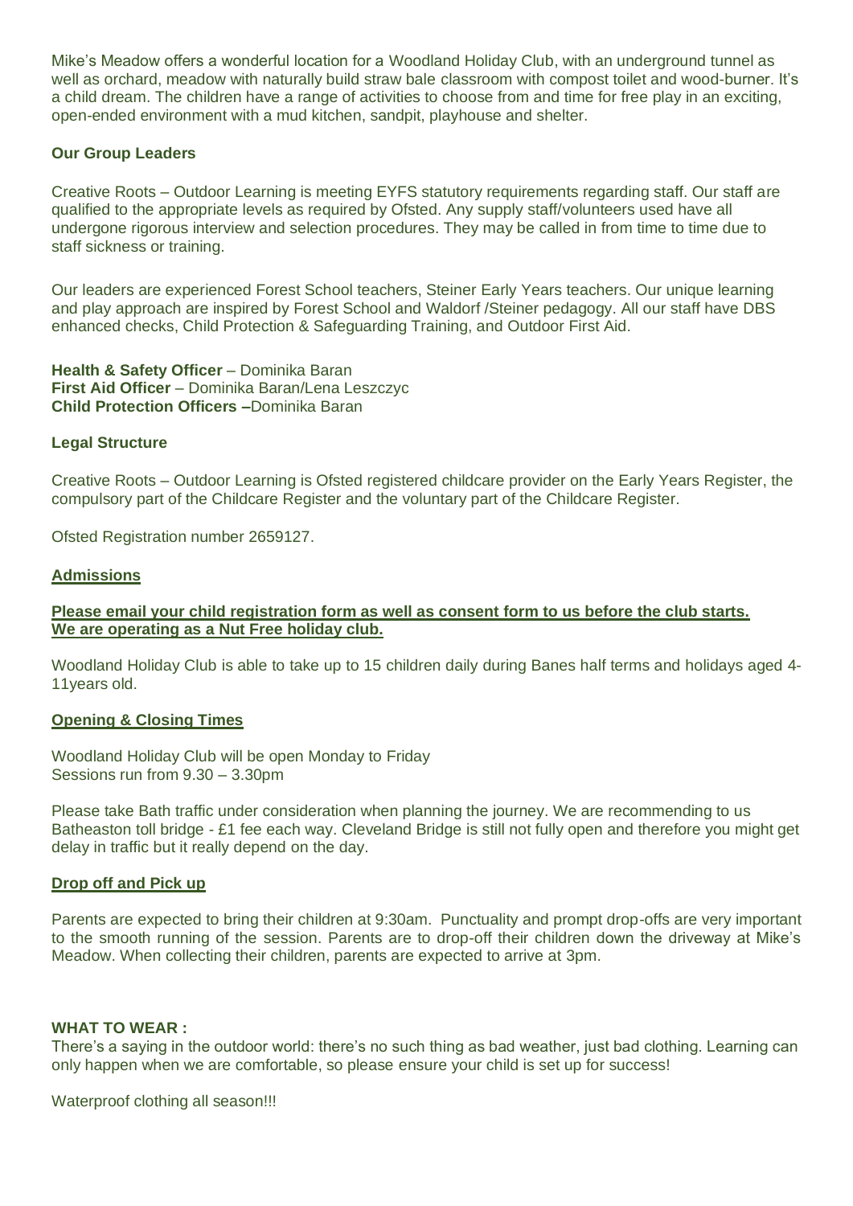Mike's Meadow offers a wonderful location for a Woodland Holiday Club, with an underground tunnel as well as orchard, meadow with naturally build straw bale classroom with compost toilet and wood-burner. It's a child dream. The children have a range of activities to choose from and time for free play in an exciting, open-ended environment with a mud kitchen, sandpit, playhouse and shelter.

**Our Group Leaders**

Creative Roots – Outdoor Learning is meeting EYFS statutory requirements regarding staff. Our staff are qualified to the appropriate levels as required by Ofsted. Any supply staff/volunteers used have all undergone rigorous interview and selection procedures. They may be called in from time to time due to staff sickness or training.

Our leaders are experienced Forest School teachers, Steiner Early Years teachers. Our unique learning and play approach are inspired by Forest School and Waldorf /Steiner pedagogy. All our staff have DBS enhanced checks, Child Protection & Safeguarding Training, and Outdoor First Aid.

**Health & Safety Officer** – Dominika Baran
**First Aid Officer** – Dominika Baran/Lena Leszczyc
**Child Protection Officers –**Dominika Baran

**Legal Structure**

Creative Roots – Outdoor Learning is Ofsted registered childcare provider on the Early Years Register, the compulsory part of the Childcare Register and the voluntary part of the Childcare Register.

Ofsted Registration number 2659127.

**Admissions**

**Please email your child registration form as well as consent form to us before the club starts. We are operating as a Nut Free holiday club.**

Woodland Holiday Club is able to take up to 15 children daily during Banes half terms and holidays aged 4-11years old.

**Opening & Closing Times**

Woodland Holiday Club will be open Monday to Friday
Sessions run from 9.30 – 3.30pm

Please take Bath traffic under consideration when planning the journey. We are recommending to us Batheaston toll bridge - £1 fee each way. Cleveland Bridge is still not fully open and therefore you might get delay in traffic but it really depend on the day.

**Drop off and Pick up**

Parents are expected to bring their children at 9:30am. Punctuality and prompt drop-offs are very important to the smooth running of the session. Parents are to drop-off their children down the driveway at Mike's Meadow. When collecting their children, parents are expected to arrive at 3pm.

**WHAT TO WEAR :**

There's a saying in the outdoor world: there's no such thing as bad weather, just bad clothing. Learning can only happen when we are comfortable, so please ensure your child is set up for success!

Waterproof clothing all season!!!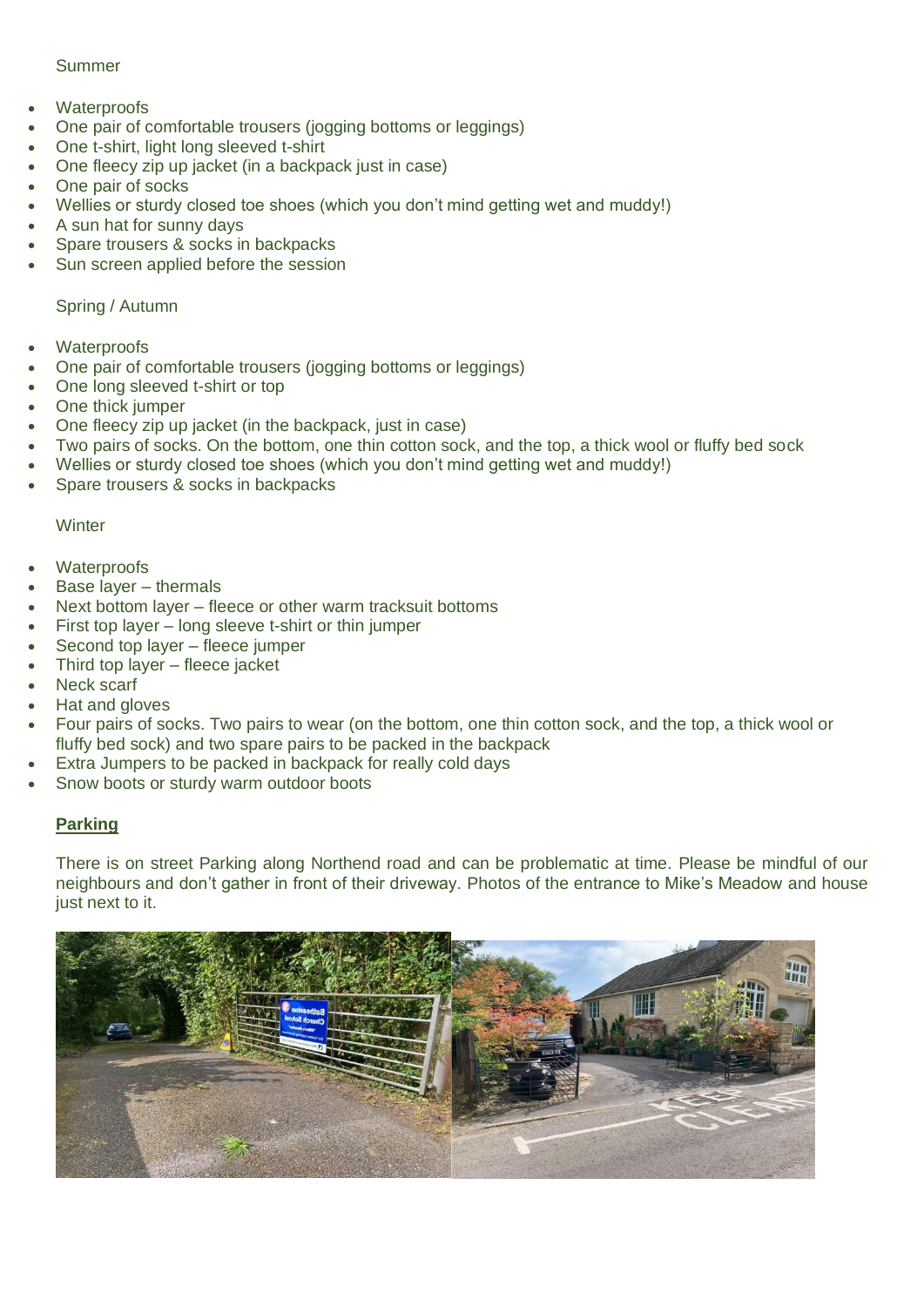Summer

- Waterproofs
- One pair of comfortable trousers (jogging bottoms or leggings)
- One t-shirt, light long sleeved t-shirt
- One fleecy zip up jacket (in a backpack just in case)
- One pair of socks
- Wellies or sturdy closed toe shoes (which you don't mind getting wet and muddy!)
- A sun hat for sunny days
- Spare trousers & socks in backpacks
- Sun screen applied before the session

Spring / Autumn

- Waterproofs
- One pair of comfortable trousers (jogging bottoms or leggings)
- One long sleeved t-shirt or top
- One thick jumper
- One fleecy zip up jacket (in the backpack, just in case)
- Two pairs of socks. On the bottom, one thin cotton sock, and the top, a thick wool or fluffy bed sock
- Wellies or sturdy closed toe shoes (which you don't mind getting wet and muddy!)
- Spare trousers & socks in backpacks

Winter

- Waterproofs
- Base layer – thermals
- Next bottom layer – fleece or other warm tracksuit bottoms
- First top layer – long sleeve t-shirt or thin jumper
- Second top layer – fleece jumper
- Third top layer – fleece jacket
- Neck scarf
- Hat and gloves
- Four pairs of socks. Two pairs to wear (on the bottom, one thin cotton sock, and the top, a thick wool or fluffy bed sock) and two spare pairs to be packed in the backpack
- Extra Jumpers to be packed in backpack for really cold days
- Snow boots or sturdy warm outdoor boots

## Parking

There is on street Parking along Northend road and can be problematic at time. Please be mindful of our neighbours and don't gather in front of their driveway. Photos of the entrance to Mike's Meadow and house just next to it.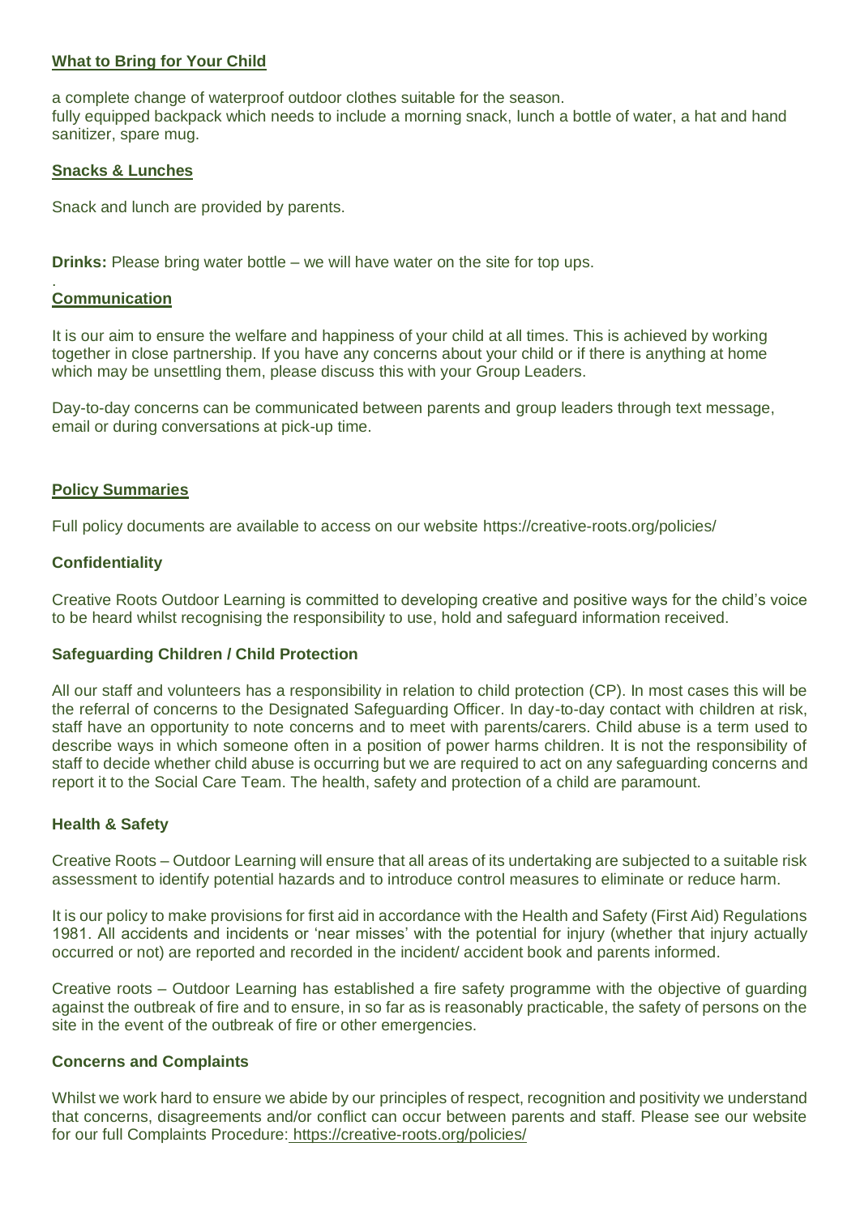## What to Bring for Your Child

a complete change of waterproof outdoor clothes suitable for the season.
fully equipped backpack which needs to include a morning snack, lunch a bottle of water, a hat and hand sanitizer, spare mug.

## Snacks & Lunches

Snack and lunch are provided by parents.

**Drinks:** Please bring water bottle – we will have water on the site for top ups.

.

## Communication

It is our aim to ensure the welfare and happiness of your child at all times. This is achieved by working together in close partnership. If you have any concerns about your child or if there is anything at home which may be unsettling them, please discuss this with your Group Leaders.

Day-to-day concerns can be communicated between parents and group leaders through text message, email or during conversations at pick-up time.

## Policy Summaries

Full policy documents are available to access on our website https://creative-roots.org/policies/

### Confidentiality

Creative Roots Outdoor Learning is committed to developing creative and positive ways for the child's voice to be heard whilst recognising the responsibility to use, hold and safeguard information received.

### Safeguarding Children / Child Protection

All our staff and volunteers has a responsibility in relation to child protection (CP). In most cases this will be the referral of concerns to the Designated Safeguarding Officer. In day-to-day contact with children at risk, staff have an opportunity to note concerns and to meet with parents/carers. Child abuse is a term used to describe ways in which someone often in a position of power harms children. It is not the responsibility of staff to decide whether child abuse is occurring but we are required to act on any safeguarding concerns and report it to the Social Care Team. The health, safety and protection of a child are paramount.

### Health & Safety

Creative Roots – Outdoor Learning will ensure that all areas of its undertaking are subjected to a suitable risk assessment to identify potential hazards and to introduce control measures to eliminate or reduce harm.

It is our policy to make provisions for first aid in accordance with the Health and Safety (First Aid) Regulations 1981. All accidents and incidents or 'near misses' with the potential for injury (whether that injury actually occurred or not) are reported and recorded in the incident/ accident book and parents informed.

Creative roots – Outdoor Learning has established a fire safety programme with the objective of guarding against the outbreak of fire and to ensure, in so far as is reasonably practicable, the safety of persons on the site in the event of the outbreak of fire or other emergencies.

### Concerns and Complaints

Whilst we work hard to ensure we abide by our principles of respect, recognition and positivity we understand that concerns, disagreements and/or conflict can occur between parents and staff. Please see our website for our full Complaints Procedure: https://creative-roots.org/policies/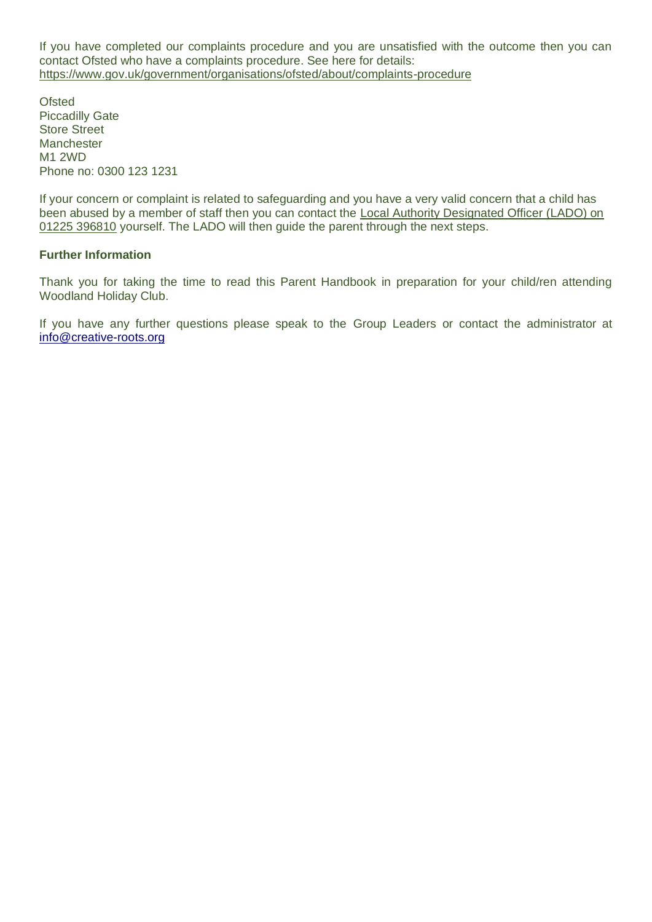If you have completed our complaints procedure and you are unsatisfied with the outcome then you can contact Ofsted who have a complaints procedure. See here for details:
https://www.gov.uk/government/organisations/ofsted/about/complaints-procedure

Ofsted
Piccadilly Gate
Store Street
Manchester
M1 2WD
Phone no: 0300 123 1231

If your concern or complaint is related to safeguarding and you have a very valid concern that a child has been abused by a member of staff then you can contact the Local Authority Designated Officer (LADO) on 01225 396810 yourself. The LADO will then guide the parent through the next steps.

**Further Information**

Thank you for taking the time to read this Parent Handbook in preparation for your child/ren attending Woodland Holiday Club.

If you have any further questions please speak to the Group Leaders or contact the administrator at info@creative-roots.org